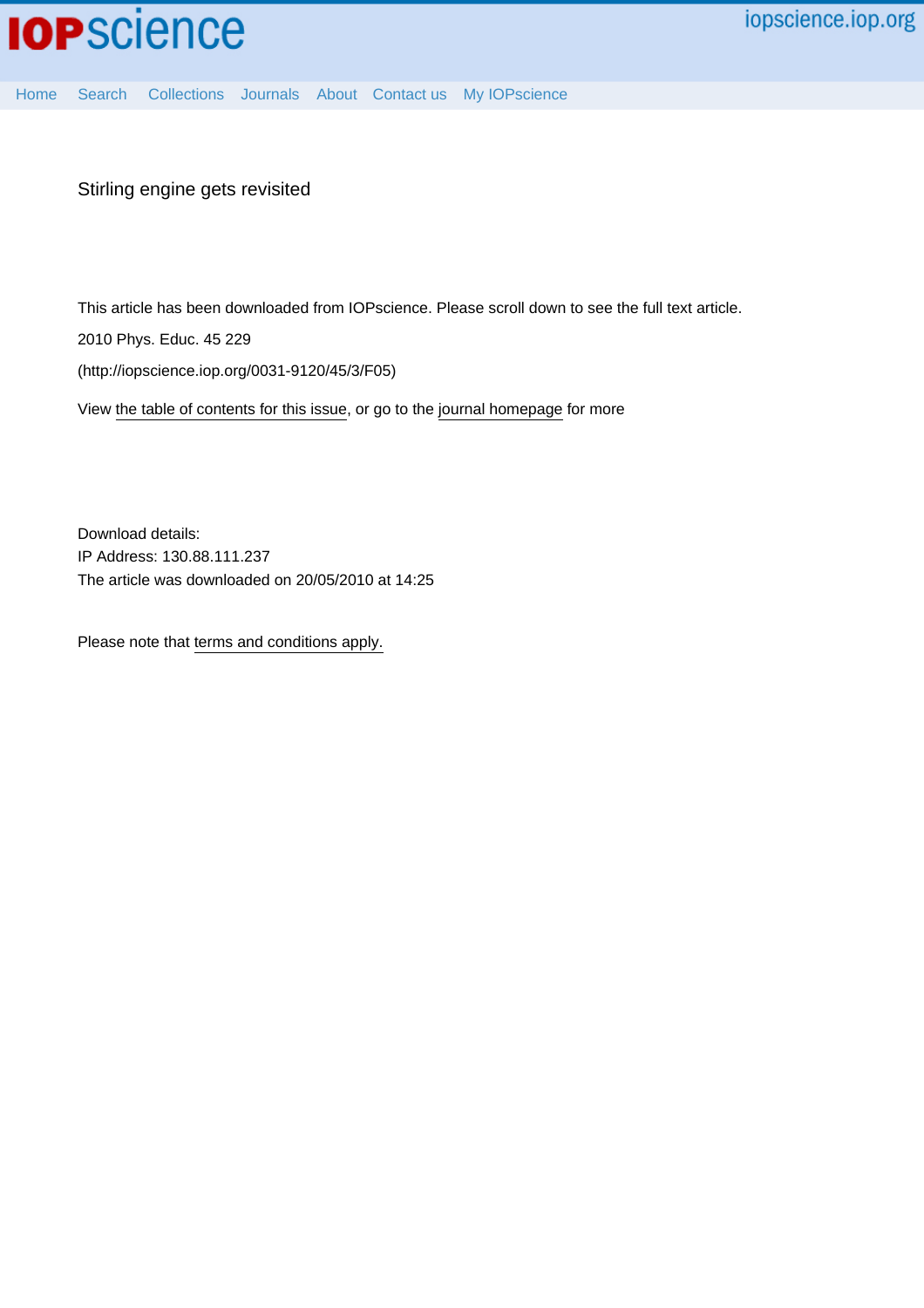# Stirling engine gets revisited

This article has been downloaded from IOPscience. Please scroll down to see the full text article.

2010 Phys. Educ. 45 229

(http://iopscience.iop.org/0031-9120/45/3/F05)

View the table of contents for this issue, or go to the journal homepage for more

Download details:

IP Address: 130.88.111.237

The article was downloaded on 20/05/2010 at 14:25

Please note that terms and conditions apply.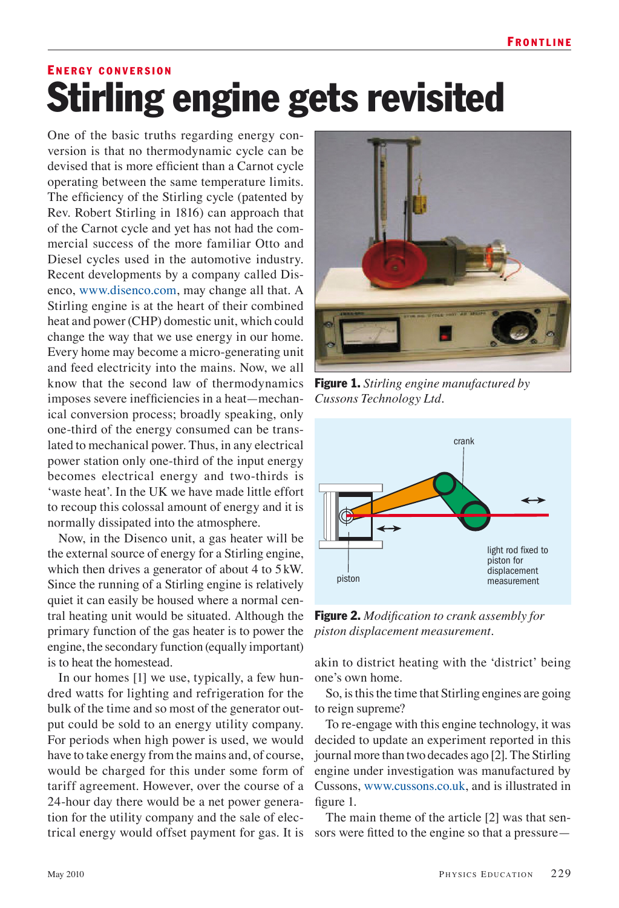## Energy conversion

# Stirling engine gets revisited

One of the basic truths regarding energy conversion is that no thermodynamic cycle can be devised that is more efficient than a Carnot cycle operating between the same temperature limits. The efficiency of the Stirling cycle (patented by Rev. Robert Stirling in 1816) can approach that of the Carnot cycle and yet has not had the commercial success of the more familiar Otto and Diesel cycles used in the automotive industry. Recent developments by a company called Disenco, www.disenco.com, may change all that. A Stirling engine is at the heart of their combined heat and power (CHP) domestic unit, which could change the way that we use energy in our home. Every home may become a micro-generating unit and feed electricity into the mains. Now, we all know that the second law of thermodynamics imposes severe inefficiencies in a heat—mechanical conversion process; broadly speaking, only one-third of the energy consumed can be translated to mechanical power. Thus, in any electrical power station only one-third of the input energy becomes electrical energy and two-thirds is 'waste heat'. In the UK we have made little effort to recoup this colossal amount of energy and it is normally dissipated into the atmosphere.

Now, in the Disenco unit, a gas heater will be the external source of energy for a Stirling engine, which then drives a generator of about 4 to 5 kW. Since the running of a Stirling engine is relatively quiet it can easily be housed where a normal central heating unit would be situated. Although the primary function of the gas heater is to power the engine, the secondary function (equally important) is to heat the homestead.

In our homes [1] we use, typically, a few hundred watts for lighting and refrigeration for the bulk of the time and so most of the generator output could be sold to an energy utility company. For periods when high power is used, we would have to take energy from the mains and, of course, would be charged for this under some form of tariff agreement. However, over the course of a 24-hour day there would be a net power generation for the utility company and the sale of electrical energy would offset payment for gas. It is akin to district heating with the 'district' being one's own home.

**Figure 1.** *Stirling engine manufactured by Cussons Technology Ltd.*

**Figure 2.** *Modification to crank assembly for piston displacement measurement.*

So, is this the time that Stirling engines are going to reign supreme?

To re-engage with this engine technology, it was decided to update an experiment reported in this journal more than two decades ago [2]. The Stirling engine under investigation was manufactured by Cussons, www.cussons.co.uk, and is illustrated in figure 1.

The main theme of the article [2] was that sensors were fitted to the engine so that a pressure—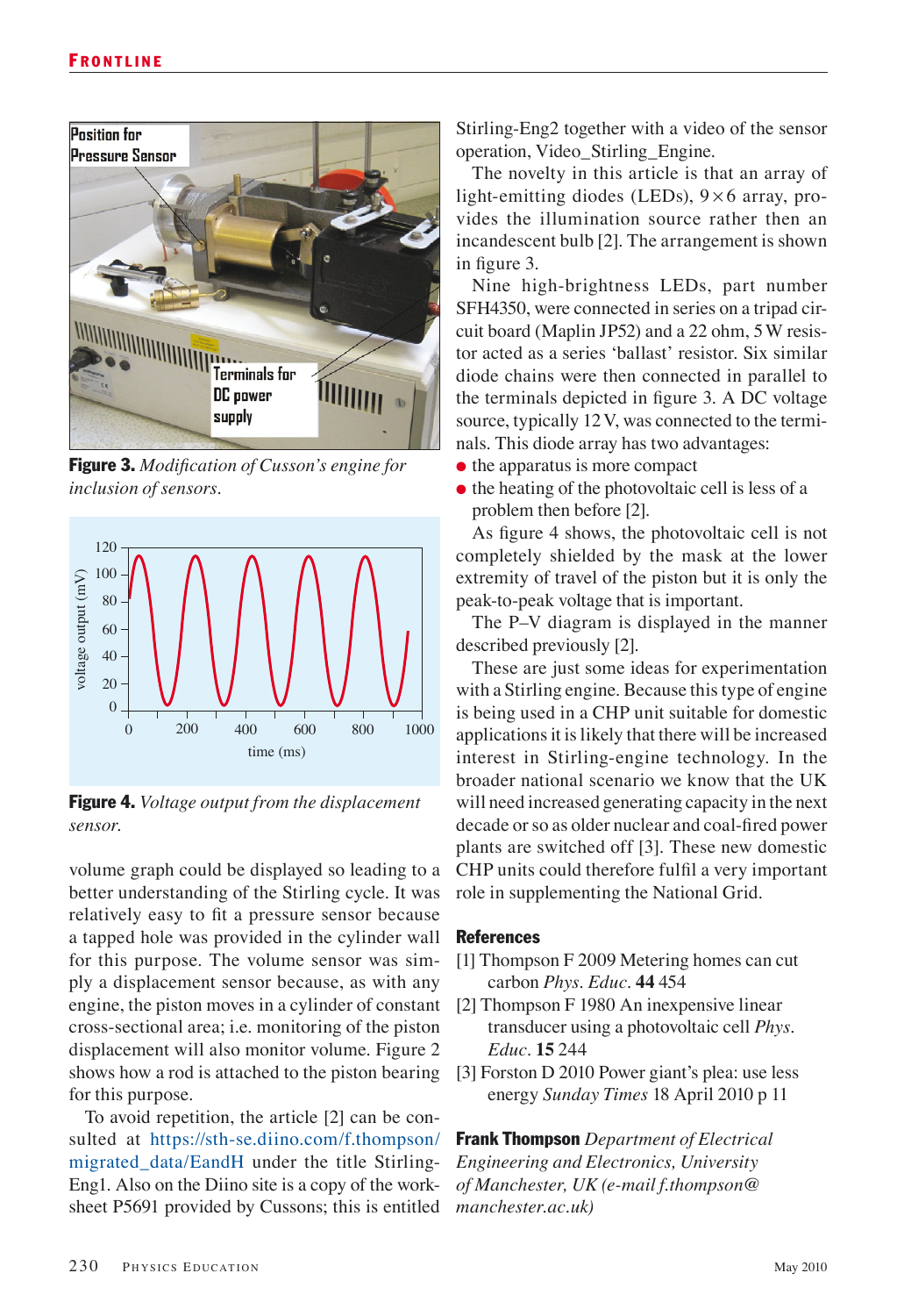Position for Pressure Sensor

Terminals for DC power supply

**Figure 3.** *Modification of Cusson's engine for inclusion of sensors.*

120
100
80
60
40
20
0
voltage output (mV)
0 200 400 600 800 1000
time (ms)

**Figure 4.** *Voltage output from the displacement sensor.*

volume graph could be displayed so leading to a better understanding of the Stirling cycle. It was relatively easy to fit a pressure sensor because a tapped hole was provided in the cylinder wall for this purpose. The volume sensor was simply a displacement sensor because, as with any engine, the piston moves in a cylinder of constant cross-sectional area; i.e. monitoring of the piston displacement will also monitor volume. Figure 2 shows how a rod is attached to the piston bearing for this purpose.

To avoid repetition, the article [2] can be consulted at https://sth-se.diino.com/f.thompson/migrated_data/EandH under the title Stirling-Eng1. Also on the Diino site is a copy of the worksheet P5691 provided by Cussons; this is entitled Stirling-Eng2 together with a video of the sensor operation, Video_Stirling_Engine.

The novelty in this article is that an array of light-emitting diodes (LEDs), $9 \times 6$ array, provides the illumination source rather then an incandescent bulb [2]. The arrangement is shown in figure 3.

Nine high-brightness LEDs, part number SFH4350, were connected in series on a tripad circuit board (Maplin JP52) and a 22 ohm, 5 W resistor acted as a series 'ballast' resistor. Six similar diode chains were then connected in parallel to the terminals depicted in figure 3. A DC voltage source, typically 12 V, was connected to the terminals. This diode array has two advantages:

- the apparatus is more compact
- the heating of the photovoltaic cell is less of a problem then before [2].

As figure 4 shows, the photovoltaic cell is not completely shielded by the mask at the lower extremity of travel of the piston but it is only the peak-to-peak voltage that is important.

The P–V diagram is displayed in the manner described previously [2].

These are just some ideas for experimentation with a Stirling engine. Because this type of engine is being used in a CHP unit suitable for domestic applications it is likely that there will be increased interest in Stirling-engine technology. In the broader national scenario we know that the UK will need increased generating capacity in the next decade or so as older nuclear and coal-fired power plants are switched off [3]. These new domestic CHP units could therefore fulfil a very important role in supplementing the National Grid.

## References

[1] Thompson F 2009 Metering homes can cut carbon *Phys. Educ.* **44** 454

[2] Thompson F 1980 An inexpensive linear transducer using a photovoltaic cell *Phys. Educ.* **15** 244

[3] Forston D 2010 Power giant's plea: use less energy *Sunday Times* 18 April 2010 p 11

**Frank Thompson** *Department of Electrical Engineering and Electronics, University of Manchester, UK (e-mail f.thompson@manchester.ac.uk)*